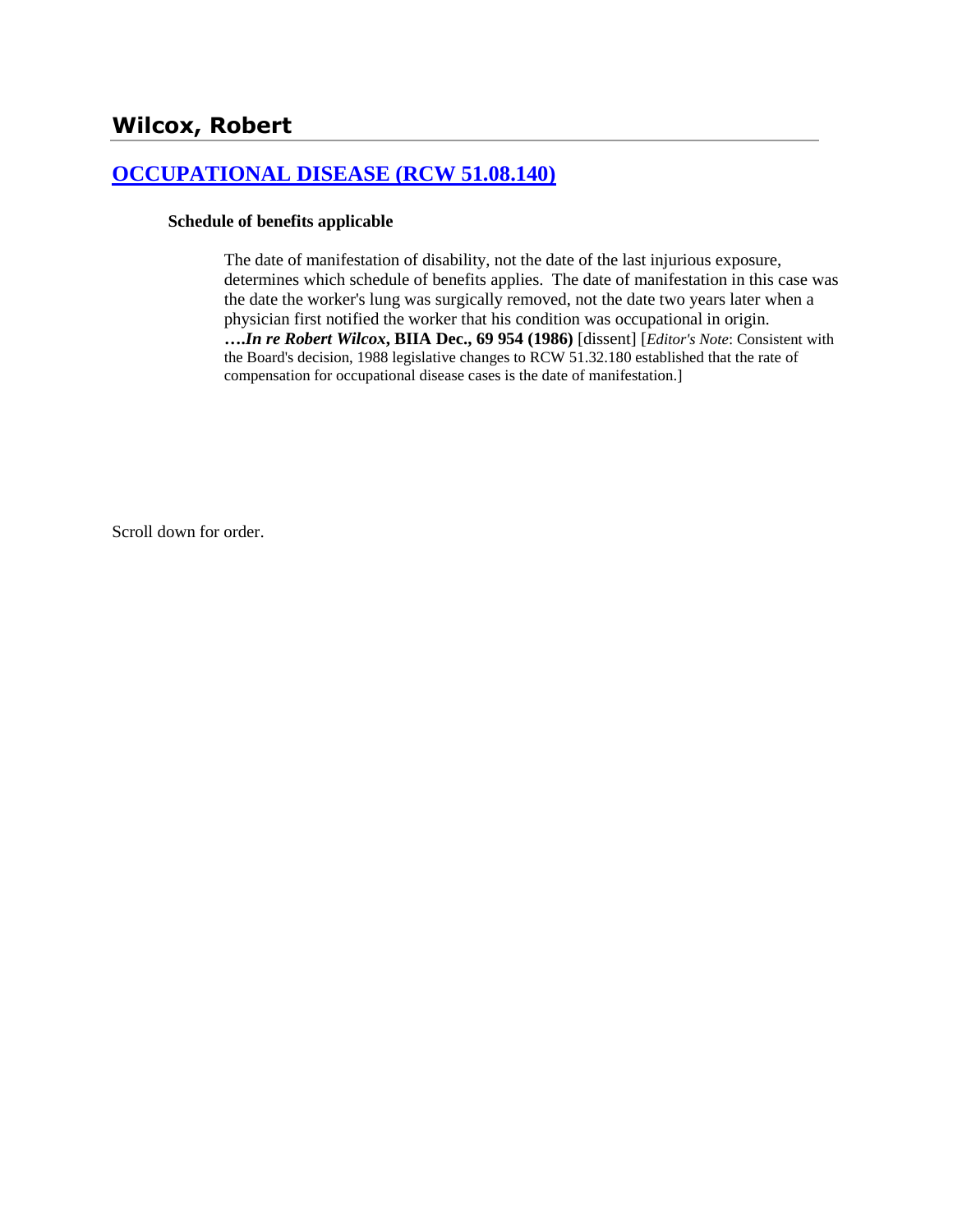# Wilcox, Robert

## [OCCUPATIONAL DISEASE (RCW 51.08.140)]

**Schedule of benefits applicable**

The date of manifestation of disability, not the date of the last injurious exposure, determines which schedule of benefits applies. The date of manifestation in this case was the date the worker's lung was surgically removed, not the date two years later when a physician first notified the worker that his condition was occupational in origin. ***….In re Robert Wilcox*, BIIA Dec., 69 954 (1986)** [dissent] [*Editor's Note*: Consistent with the Board's decision, 1988 legislative changes to RCW 51.32.180 established that the rate of compensation for occupational disease cases is the date of manifestation.]

Scroll down for order.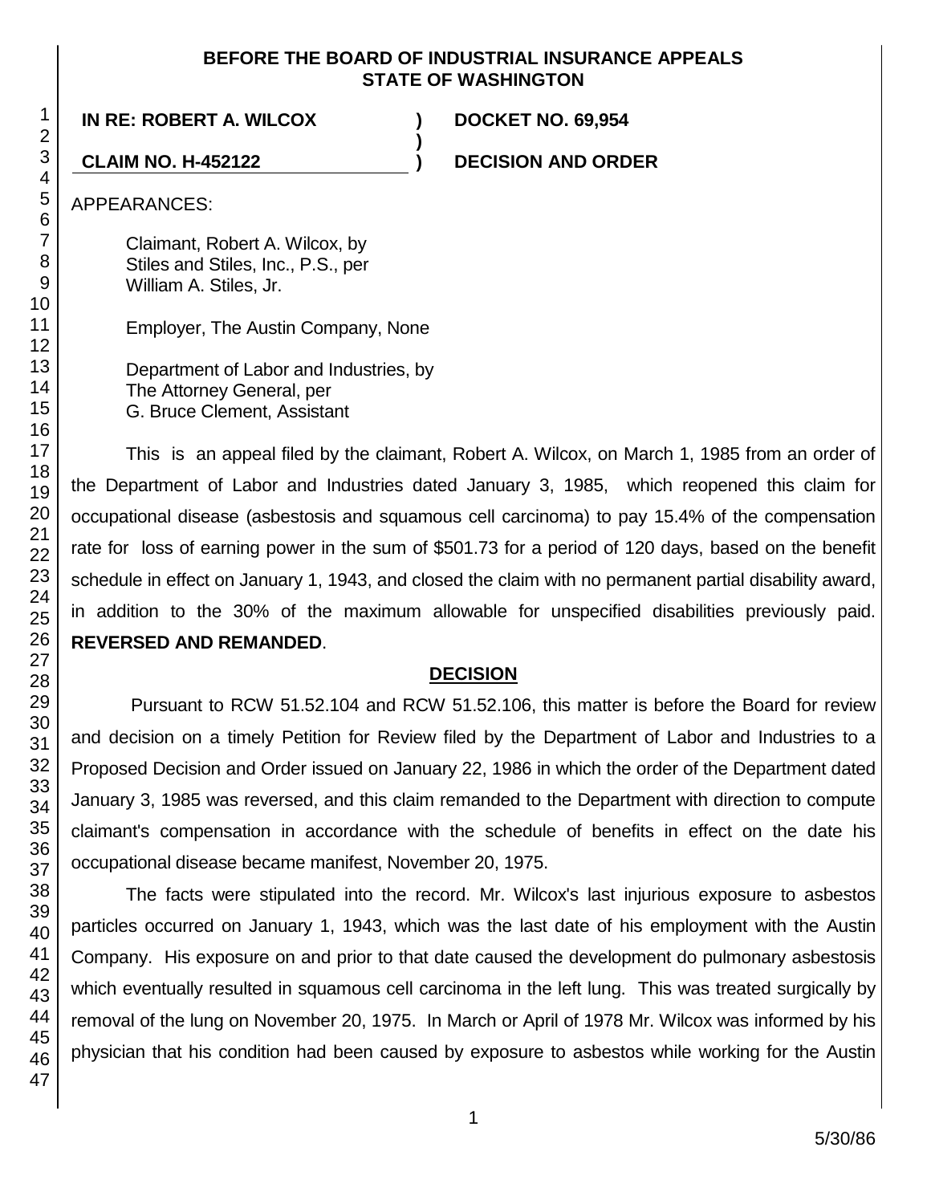**BEFORE THE BOARD OF INDUSTRIAL INSURANCE APPEALS**
**STATE OF WASHINGTON**

**IN RE: ROBERT A. WILCOX** ) **DOCKET NO. 69,954**
)
**CLAIM NO. H-452122** ) **DECISION AND ORDER**

APPEARANCES:

Claimant, Robert A. Wilcox, by
Stiles and Stiles, Inc., P.S., per
William A. Stiles, Jr.

Employer, The Austin Company, None

Department of Labor and Industries, by
The Attorney General, per
G. Bruce Clement, Assistant

This is an appeal filed by the claimant, Robert A. Wilcox, on March 1, 1985 from an order of the Department of Labor and Industries dated January 3, 1985, which reopened this claim for occupational disease (asbestosis and squamous cell carcinoma) to pay 15.4% of the compensation rate for loss of earning power in the sum of $501.73 for a period of 120 days, based on the benefit schedule in effect on January 1, 1943, and closed the claim with no permanent partial disability award, in addition to the 30% of the maximum allowable for unspecified disabilities previously paid. **REVERSED AND REMANDED**.

## DECISION

Pursuant to RCW 51.52.104 and RCW 51.52.106, this matter is before the Board for review and decision on a timely Petition for Review filed by the Department of Labor and Industries to a Proposed Decision and Order issued on January 22, 1986 in which the order of the Department dated January 3, 1985 was reversed, and this claim remanded to the Department with direction to compute claimant's compensation in accordance with the schedule of benefits in effect on the date his occupational disease became manifest, November 20, 1975.

The facts were stipulated into the record. Mr. Wilcox's last injurious exposure to asbestos particles occurred on January 1, 1943, which was the last date of his employment with the Austin Company. His exposure on and prior to that date caused the development do pulmonary asbestosis which eventually resulted in squamous cell carcinoma in the left lung. This was treated surgically by removal of the lung on November 20, 1975. In March or April of 1978 Mr. Wilcox was informed by his physician that his condition had been caused by exposure to asbestos while working for the Austin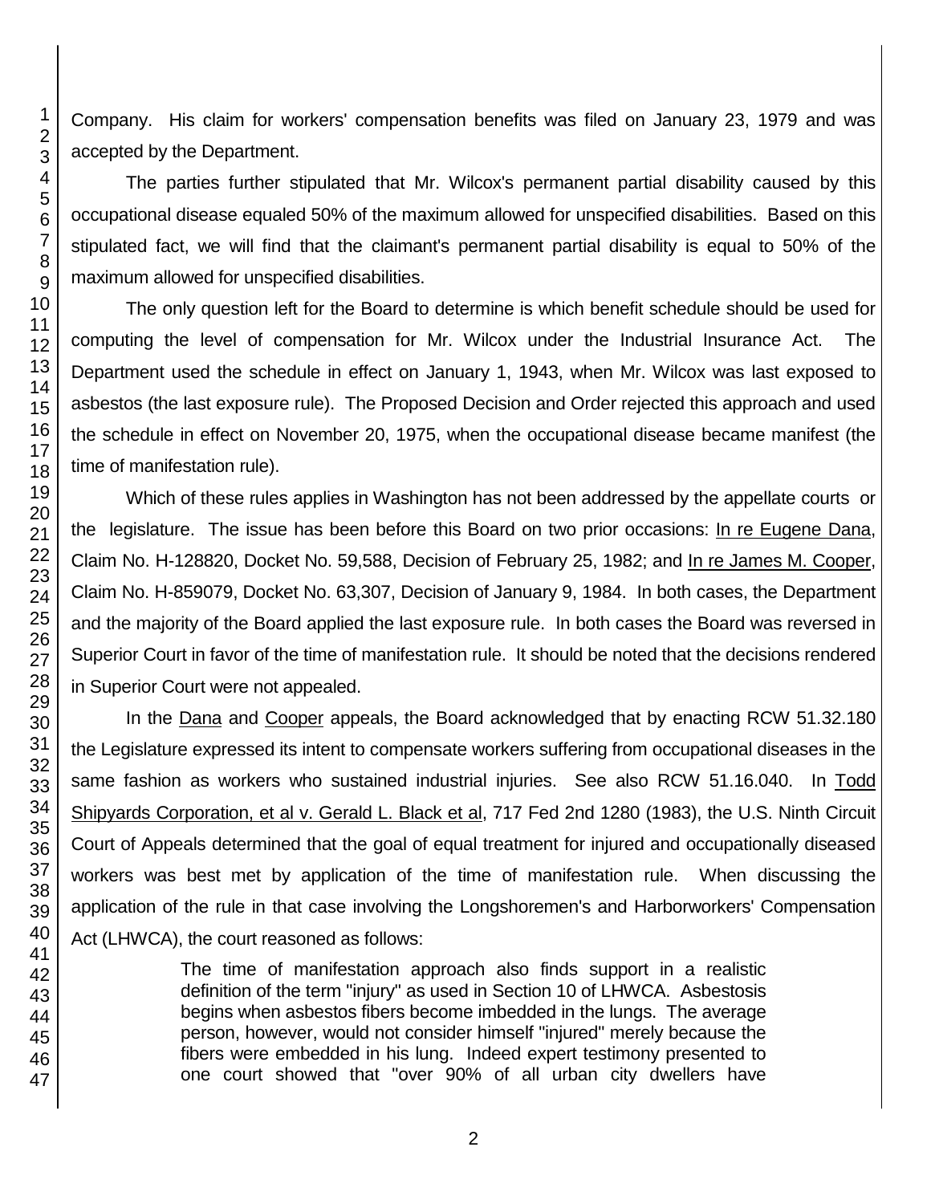Company. His claim for workers' compensation benefits was filed on January 23, 1979 and was accepted by the Department.

The parties further stipulated that Mr. Wilcox's permanent partial disability caused by this occupational disease equaled 50% of the maximum allowed for unspecified disabilities. Based on this stipulated fact, we will find that the claimant's permanent partial disability is equal to 50% of the maximum allowed for unspecified disabilities.

The only question left for the Board to determine is which benefit schedule should be used for computing the level of compensation for Mr. Wilcox under the Industrial Insurance Act. The Department used the schedule in effect on January 1, 1943, when Mr. Wilcox was last exposed to asbestos (the last exposure rule). The Proposed Decision and Order rejected this approach and used the schedule in effect on November 20, 1975, when the occupational disease became manifest (the time of manifestation rule).

Which of these rules applies in Washington has not been addressed by the appellate courts or the legislature. The issue has been before this Board on two prior occasions: In re Eugene Dana, Claim No. H-128820, Docket No. 59,588, Decision of February 25, 1982; and In re James M. Cooper, Claim No. H-859079, Docket No. 63,307, Decision of January 9, 1984. In both cases, the Department and the majority of the Board applied the last exposure rule. In both cases the Board was reversed in Superior Court in favor of the time of manifestation rule. It should be noted that the decisions rendered in Superior Court were not appealed.

In the Dana and Cooper appeals, the Board acknowledged that by enacting RCW 51.32.180 the Legislature expressed its intent to compensate workers suffering from occupational diseases in the same fashion as workers who sustained industrial injuries. See also RCW 51.16.040. In Todd Shipyards Corporation, et al v. Gerald L. Black et al, 717 Fed 2nd 1280 (1983), the U.S. Ninth Circuit Court of Appeals determined that the goal of equal treatment for injured and occupationally diseased workers was best met by application of the time of manifestation rule. When discussing the application of the rule in that case involving the Longshoremen's and Harborworkers' Compensation Act (LHWCA), the court reasoned as follows:

> The time of manifestation approach also finds support in a realistic definition of the term "injury" as used in Section 10 of LHWCA. Asbestosis begins when asbestos fibers become imbedded in the lungs. The average person, however, would not consider himself "injured" merely because the fibers were embedded in his lung. Indeed expert testimony presented to one court showed that "over 90% of all urban city dwellers have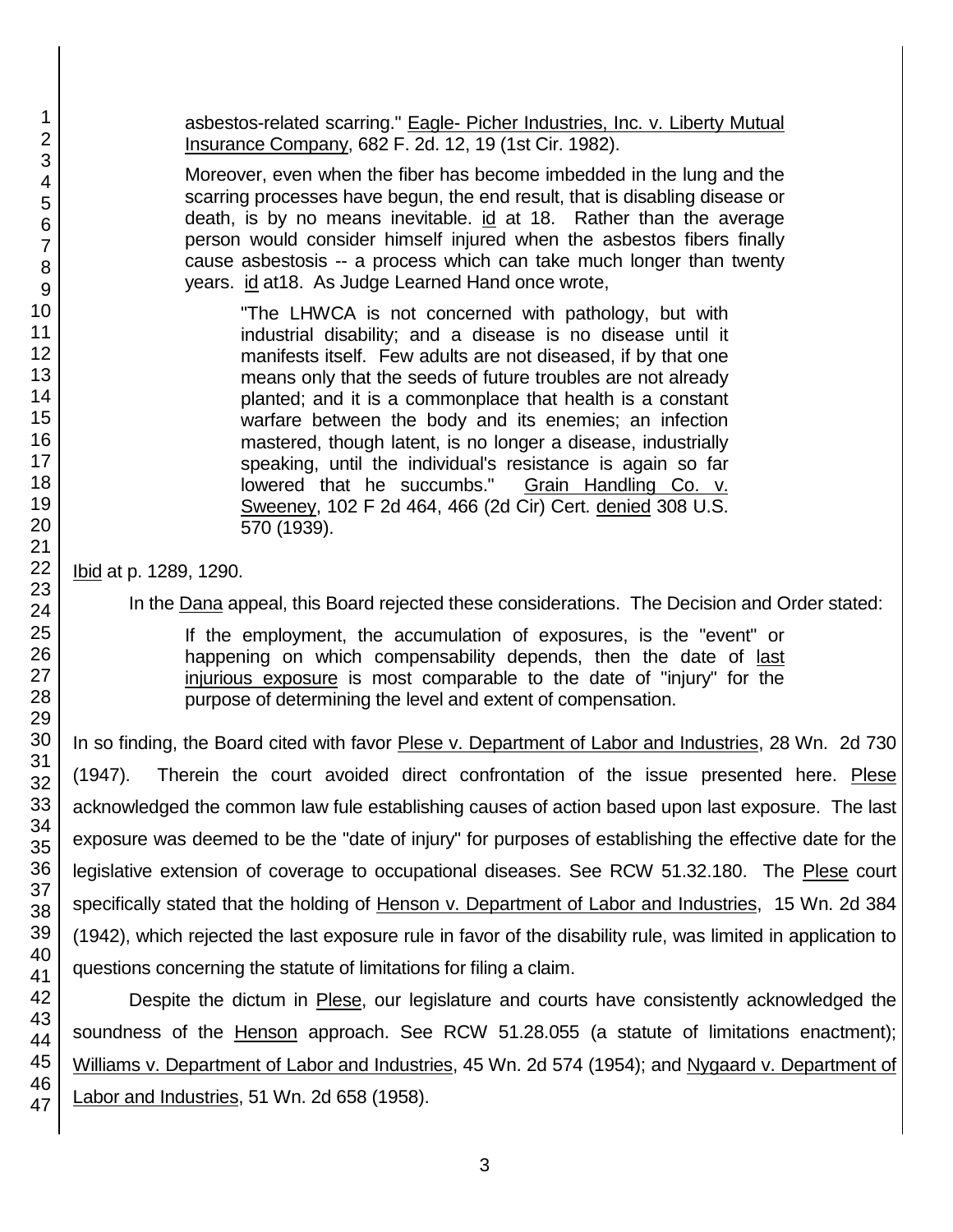asbestos-related scarring." Eagle- Picher Industries, Inc. v. Liberty Mutual Insurance Company, 682 F. 2d. 12, 19 (1st Cir. 1982).

> Moreover, even when the fiber has become imbedded in the lung and the scarring processes have begun, the end result, that is disabling disease or death, is by no means inevitable. id at 18. Rather than the average person would consider himself injured when the asbestos fibers finally cause asbestosis -- a process which can take much longer than twenty years. id at18. As Judge Learned Hand once wrote,
>
> > "The LHWCA is not concerned with pathology, but with industrial disability; and a disease is no disease until it manifests itself. Few adults are not diseased, if by that one means only that the seeds of future troubles are not already planted; and it is a commonplace that health is a constant warfare between the body and its enemies; an infection mastered, though latent, is no longer a disease, industrially speaking, until the individual's resistance is again so far lowered that he succumbs." Grain Handling Co. v. Sweeney, 102 F 2d 464, 466 (2d Cir) Cert. denied 308 U.S. 570 (1939).

Ibid at p. 1289, 1290.

In the Dana appeal, this Board rejected these considerations. The Decision and Order stated:

> If the employment, the accumulation of exposures, is the "event" or happening on which compensability depends, then the date of last injurious exposure is most comparable to the date of "injury" for the purpose of determining the level and extent of compensation.

In so finding, the Board cited with favor Plese v. Department of Labor and Industries, 28 Wn. 2d 730 (1947). Therein the court avoided direct confrontation of the issue presented here. Plese acknowledged the common law fule establishing causes of action based upon last exposure. The last exposure was deemed to be the "date of injury" for purposes of establishing the effective date for the legislative extension of coverage to occupational diseases. See RCW 51.32.180. The Plese court specifically stated that the holding of Henson v. Department of Labor and Industries, 15 Wn. 2d 384 (1942), which rejected the last exposure rule in favor of the disability rule, was limited in application to questions concerning the statute of limitations for filing a claim.

Despite the dictum in Plese, our legislature and courts have consistently acknowledged the soundness of the Henson approach. See RCW 51.28.055 (a statute of limitations enactment); Williams v. Department of Labor and Industries, 45 Wn. 2d 574 (1954); and Nygaard v. Department of Labor and Industries, 51 Wn. 2d 658 (1958).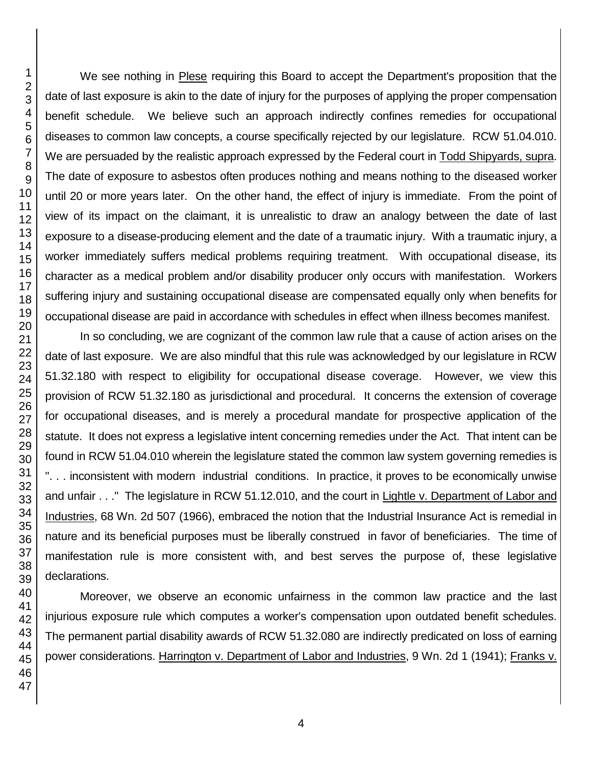We see nothing in Plese requiring this Board to accept the Department's proposition that the date of last exposure is akin to the date of injury for the purposes of applying the proper compensation benefit schedule. We believe such an approach indirectly confines remedies for occupational diseases to common law concepts, a course specifically rejected by our legislature. RCW 51.04.010. We are persuaded by the realistic approach expressed by the Federal court in Todd Shipyards, supra. The date of exposure to asbestos often produces nothing and means nothing to the diseased worker until 20 or more years later. On the other hand, the effect of injury is immediate. From the point of view of its impact on the claimant, it is unrealistic to draw an analogy between the date of last exposure to a disease-producing element and the date of a traumatic injury. With a traumatic injury, a worker immediately suffers medical problems requiring treatment. With occupational disease, its character as a medical problem and/or disability producer only occurs with manifestation. Workers suffering injury and sustaining occupational disease are compensated equally only when benefits for occupational disease are paid in accordance with schedules in effect when illness becomes manifest.

In so concluding, we are cognizant of the common law rule that a cause of action arises on the date of last exposure. We are also mindful that this rule was acknowledged by our legislature in RCW 51.32.180 with respect to eligibility for occupational disease coverage. However, we view this provision of RCW 51.32.180 as jurisdictional and procedural. It concerns the extension of coverage for occupational diseases, and is merely a procedural mandate for prospective application of the statute. It does not express a legislative intent concerning remedies under the Act. That intent can be found in RCW 51.04.010 wherein the legislature stated the common law system governing remedies is ". . . inconsistent with modern industrial conditions. In practice, it proves to be economically unwise and unfair . . ." The legislature in RCW 51.12.010, and the court in Lightle v. Department of Labor and Industries, 68 Wn. 2d 507 (1966), embraced the notion that the Industrial Insurance Act is remedial in nature and its beneficial purposes must be liberally construed in favor of beneficiaries. The time of manifestation rule is more consistent with, and best serves the purpose of, these legislative declarations.

Moreover, we observe an economic unfairness in the common law practice and the last injurious exposure rule which computes a worker's compensation upon outdated benefit schedules. The permanent partial disability awards of RCW 51.32.080 are indirectly predicated on loss of earning power considerations. Harrington v. Department of Labor and Industries, 9 Wn. 2d 1 (1941); Franks v.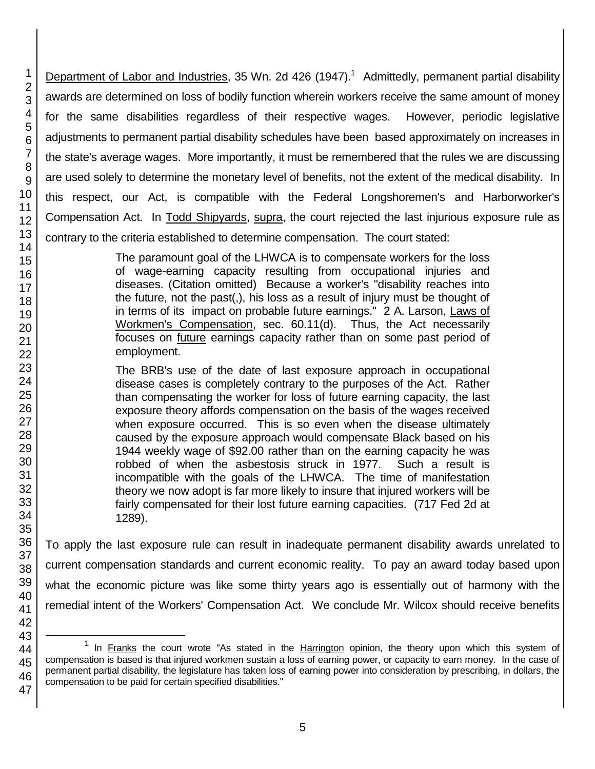Department of Labor and Industries, 35 Wn. 2d 426 (1947).[1] Admittedly, permanent partial disability awards are determined on loss of bodily function wherein workers receive the same amount of money for the same disabilities regardless of their respective wages. However, periodic legislative adjustments to permanent partial disability schedules have been based approximately on increases in the state's average wages. More importantly, it must be remembered that the rules we are discussing are used solely to determine the monetary level of benefits, not the extent of the medical disability. In this respect, our Act, is compatible with the Federal Longshoremen's and Harborworker's Compensation Act. In Todd Shipyards, supra, the court rejected the last injurious exposure rule as contrary to the criteria established to determine compensation. The court stated:

> The paramount goal of the LHWCA is to compensate workers for the loss of wage-earning capacity resulting from occupational injuries and diseases. (Citation omitted) Because a worker's "disability reaches into the future, not the past(,), his loss as a result of injury must be thought of in terms of its impact on probable future earnings." 2 A. Larson, Laws of Workmen's Compensation, sec. 60.11(d). Thus, the Act necessarily focuses on future earnings capacity rather than on some past period of employment.
>
> The BRB's use of the date of last exposure approach in occupational disease cases is completely contrary to the purposes of the Act. Rather than compensating the worker for loss of future earning capacity, the last exposure theory affords compensation on the basis of the wages received when exposure occurred. This is so even when the disease ultimately caused by the exposure approach would compensate Black based on his 1944 weekly wage of $92.00 rather than on the earning capacity he was robbed of when the asbestosis struck in 1977. Such a result is incompatible with the goals of the LHWCA. The time of manifestation theory we now adopt is far more likely to insure that injured workers will be fairly compensated for their lost future earning capacities. (717 Fed 2d at 1289).

To apply the last exposure rule can result in inadequate permanent disability awards unrelated to current compensation standards and current economic reality. To pay an award today based upon what the economic picture was like some thirty years ago is essentially out of harmony with the remedial intent of the Workers' Compensation Act. We conclude Mr. Wilcox should receive benefits

[1] In Franks the court wrote "As stated in the Harrington opinion, the theory upon which this system of compensation is based is that injured workmen sustain a loss of earning power, or capacity to earn money. In the case of permanent partial disability, the legislature has taken loss of earning power into consideration by prescribing, in dollars, the compensation to be paid for certain specified disabilities."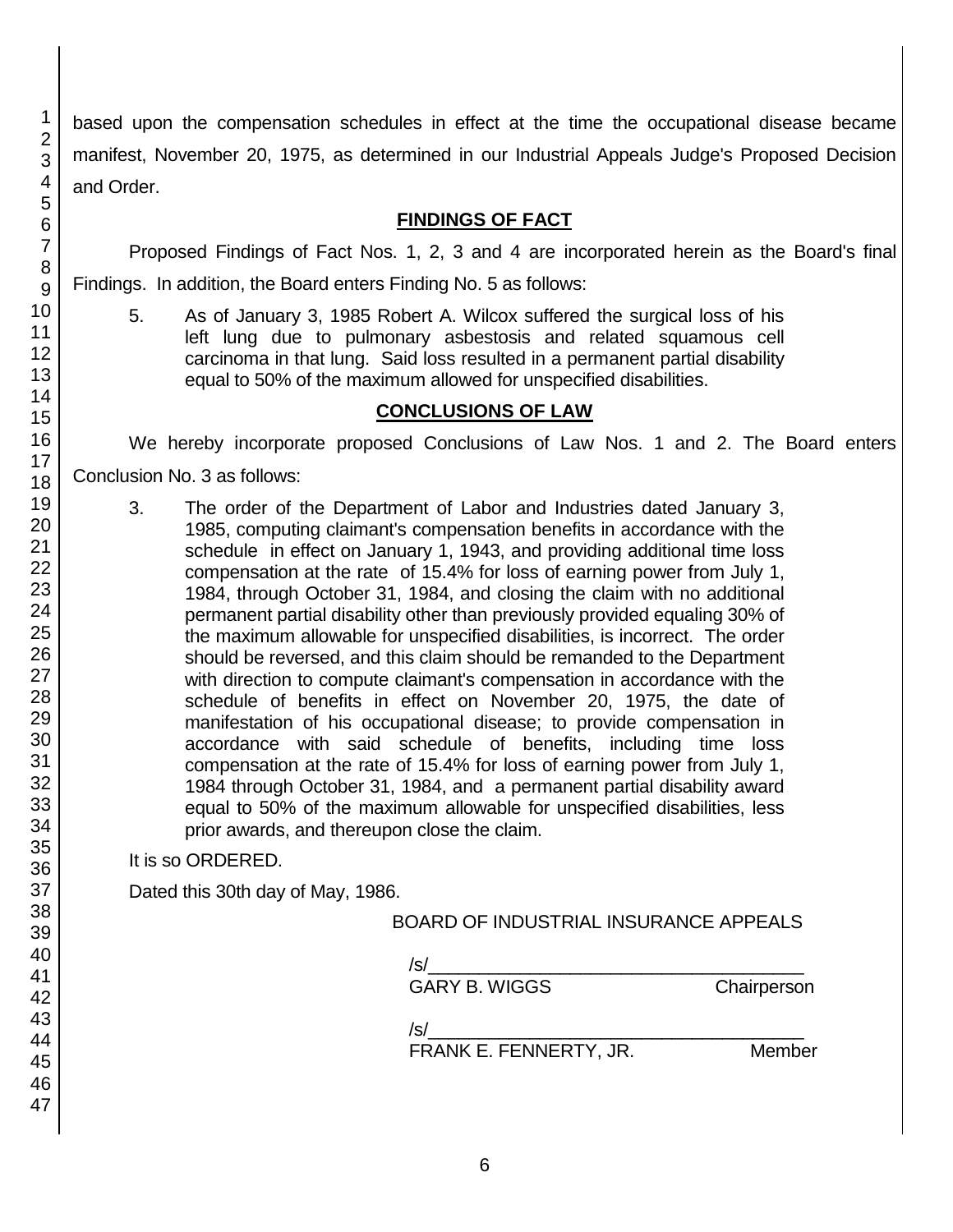based upon the compensation schedules in effect at the time the occupational disease became manifest, November 20, 1975, as determined in our Industrial Appeals Judge's Proposed Decision and Order.

## FINDINGS OF FACT

Proposed Findings of Fact Nos. 1, 2, 3 and 4 are incorporated herein as the Board's final Findings. In addition, the Board enters Finding No. 5 as follows:

5. As of January 3, 1985 Robert A. Wilcox suffered the surgical loss of his left lung due to pulmonary asbestosis and related squamous cell carcinoma in that lung. Said loss resulted in a permanent partial disability equal to 50% of the maximum allowed for unspecified disabilities.

## CONCLUSIONS OF LAW

We hereby incorporate proposed Conclusions of Law Nos. 1 and 2. The Board enters Conclusion No. 3 as follows:

3. The order of the Department of Labor and Industries dated January 3, 1985, computing claimant's compensation benefits in accordance with the schedule in effect on January 1, 1943, and providing additional time loss compensation at the rate of 15.4% for loss of earning power from July 1, 1984, through October 31, 1984, and closing the claim with no additional permanent partial disability other than previously provided equaling 30% of the maximum allowable for unspecified disabilities, is incorrect. The order should be reversed, and this claim should be remanded to the Department with direction to compute claimant's compensation in accordance with the schedule of benefits in effect on November 20, 1975, the date of manifestation of his occupational disease; to provide compensation in accordance with said schedule of benefits, including time loss compensation at the rate of 15.4% for loss of earning power from July 1, 1984 through October 31, 1984, and a permanent partial disability award equal to 50% of the maximum allowable for unspecified disabilities, less prior awards, and thereupon close the claim.

It is so ORDERED.

Dated this 30th day of May, 1986.

BOARD OF INDUSTRIAL INSURANCE APPEALS

/s/\_\_\_\_\_\_\_\_\_\_\_\_\_\_\_\_\_\_\_\_\_\_\_\_\_\_\_\_\_\_\_\_\_\_\_\_
GARY B. WIGGS Chairperson

/s/\_\_\_\_\_\_\_\_\_\_\_\_\_\_\_\_\_\_\_\_\_\_\_\_\_\_\_\_\_\_\_\_\_\_\_\_
FRANK E. FENNERTY, JR. Member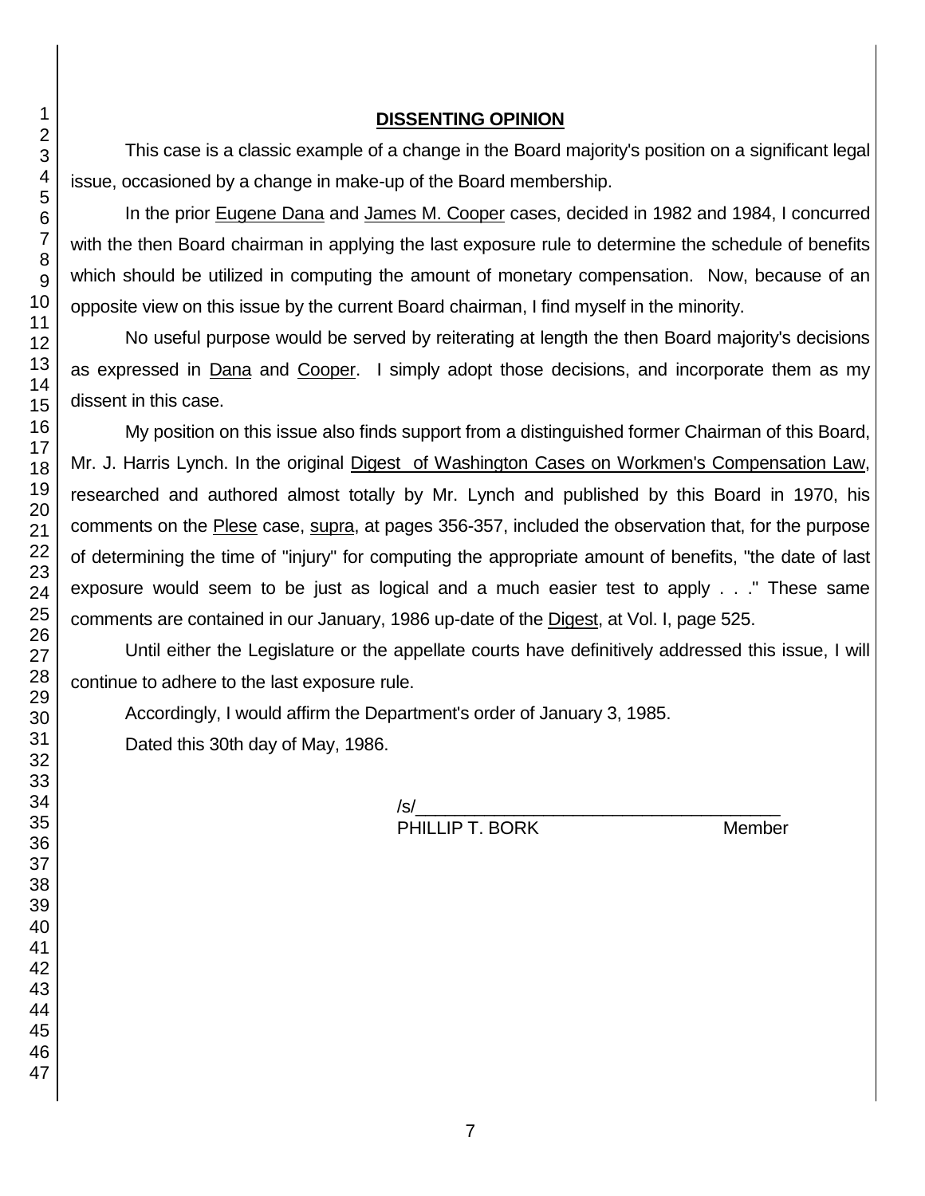## DISSENTING OPINION

This case is a classic example of a change in the Board majority's position on a significant legal issue, occasioned by a change in make-up of the Board membership.

In the prior Eugene Dana and James M. Cooper cases, decided in 1982 and 1984, I concurred with the then Board chairman in applying the last exposure rule to determine the schedule of benefits which should be utilized in computing the amount of monetary compensation. Now, because of an opposite view on this issue by the current Board chairman, I find myself in the minority.

No useful purpose would be served by reiterating at length the then Board majority's decisions as expressed in Dana and Cooper. I simply adopt those decisions, and incorporate them as my dissent in this case.

My position on this issue also finds support from a distinguished former Chairman of this Board, Mr. J. Harris Lynch. In the original Digest of Washington Cases on Workmen's Compensation Law, researched and authored almost totally by Mr. Lynch and published by this Board in 1970, his comments on the Plese case, supra, at pages 356-357, included the observation that, for the purpose of determining the time of "injury" for computing the appropriate amount of benefits, "the date of last exposure would seem to be just as logical and a much easier test to apply . . ." These same comments are contained in our January, 1986 up-date of the Digest, at Vol. I, page 525.

Until either the Legislature or the appellate courts have definitively addressed this issue, I will continue to adhere to the last exposure rule.

Accordingly, I would affirm the Department's order of January 3, 1985.

Dated this 30th day of May, 1986.

/s/\_\_\_\_\_\_\_\_\_\_\_\_\_\_\_\_\_\_\_\_\_\_\_\_\_\_\_\_\_\_\_\_\_\_\_\_
PHILLIP T. BORK Member